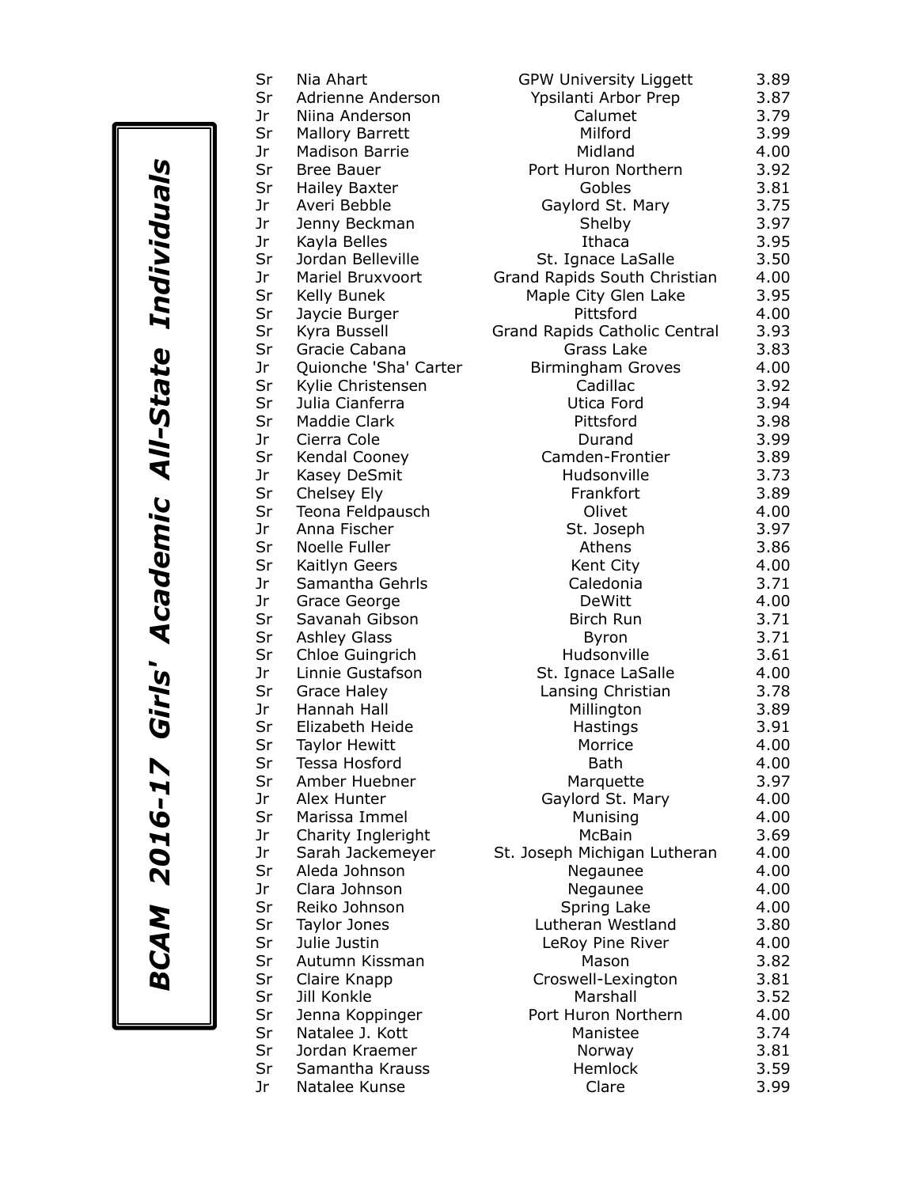# *BCAM 2016-17 Girls' Academic All-State Individuals*

| | | | |
|---|---|---|---|
| Sr | Nia Ahart | GPW University Liggett | 3.89 |
| Sr | Adrienne Anderson | Ypsilanti Arbor Prep | 3.87 |
| Jr | Niina Anderson | Calumet | 3.79 |
| Sr | Mallory Barrett | Milford | 3.99 |
| Jr | Madison Barrie | Midland | 4.00 |
| Sr | Bree Bauer | Port Huron Northern | 3.92 |
| Sr | Hailey Baxter | Gobles | 3.81 |
| Jr | Averi Bebble | Gaylord St. Mary | 3.75 |
| Jr | Jenny Beckman | Shelby | 3.97 |
| Jr | Kayla Belles | Ithaca | 3.95 |
| Sr | Jordan Belleville | St. Ignace LaSalle | 3.50 |
| Jr | Mariel Bruxvoort | Grand Rapids South Christian | 4.00 |
| Sr | Kelly Bunek | Maple City Glen Lake | 3.95 |
| Sr | Jaycie Burger | Pittsford | 4.00 |
| Sr | Kyra Bussell | Grand Rapids Catholic Central | 3.93 |
| Sr | Gracie Cabana | Grass Lake | 3.83 |
| Jr | Quionche 'Sha' Carter | Birmingham Groves | 4.00 |
| Sr | Kylie Christensen | Cadillac | 3.92 |
| Sr | Julia Cianferra | Utica Ford | 3.94 |
| Sr | Maddie Clark | Pittsford | 3.98 |
| Jr | Cierra Cole | Durand | 3.99 |
| Sr | Kendal Cooney | Camden-Frontier | 3.89 |
| Jr | Kasey DeSmit | Hudsonville | 3.73 |
| Sr | Chelsey Ely | Frankfort | 3.89 |
| Sr | Teona Feldpausch | Olivet | 4.00 |
| Jr | Anna Fischer | St. Joseph | 3.97 |
| Sr | Noelle Fuller | Athens | 3.86 |
| Sr | Kaitlyn Geers | Kent City | 4.00 |
| Jr | Samantha Gehrls | Caledonia | 3.71 |
| Jr | Grace George | DeWitt | 4.00 |
| Sr | Savanah Gibson | Birch Run | 3.71 |
| Sr | Ashley Glass | Byron | 3.71 |
| Sr | Chloe Guingrich | Hudsonville | 3.61 |
| Jr | Linnie Gustafson | St. Ignace LaSalle | 4.00 |
| Sr | Grace Haley | Lansing Christian | 3.78 |
| Jr | Hannah Hall | Millington | 3.89 |
| Sr | Elizabeth Heide | Hastings | 3.91 |
| Sr | Taylor Hewitt | Morrice | 4.00 |
| Sr | Tessa Hosford | Bath | 4.00 |
| Sr | Amber Huebner | Marquette | 3.97 |
| Jr | Alex Hunter | Gaylord St. Mary | 4.00 |
| Sr | Marissa Immel | Munising | 4.00 |
| Jr | Charity Ingleright | McBain | 3.69 |
| Jr | Sarah Jackemeyer | St. Joseph Michigan Lutheran | 4.00 |
| Sr | Aleda Johnson | Negaunee | 4.00 |
| Jr | Clara Johnson | Negaunee | 4.00 |
| Sr | Reiko Johnson | Spring Lake | 4.00 |
| Sr | Taylor Jones | Lutheran Westland | 3.80 |
| Sr | Julie Justin | LeRoy Pine River | 4.00 |
| Sr | Autumn Kissman | Mason | 3.82 |
| Sr | Claire Knapp | Croswell-Lexington | 3.81 |
| Sr | Jill Konkle | Marshall | 3.52 |
| Sr | Jenna Koppinger | Port Huron Northern | 4.00 |
| Sr | Natalee J. Kott | Manistee | 3.74 |
| Sr | Jordan Kraemer | Norway | 3.81 |
| Sr | Samantha Krauss | Hemlock | 3.59 |
| Jr | Natalee Kunse | Clare | 3.99 |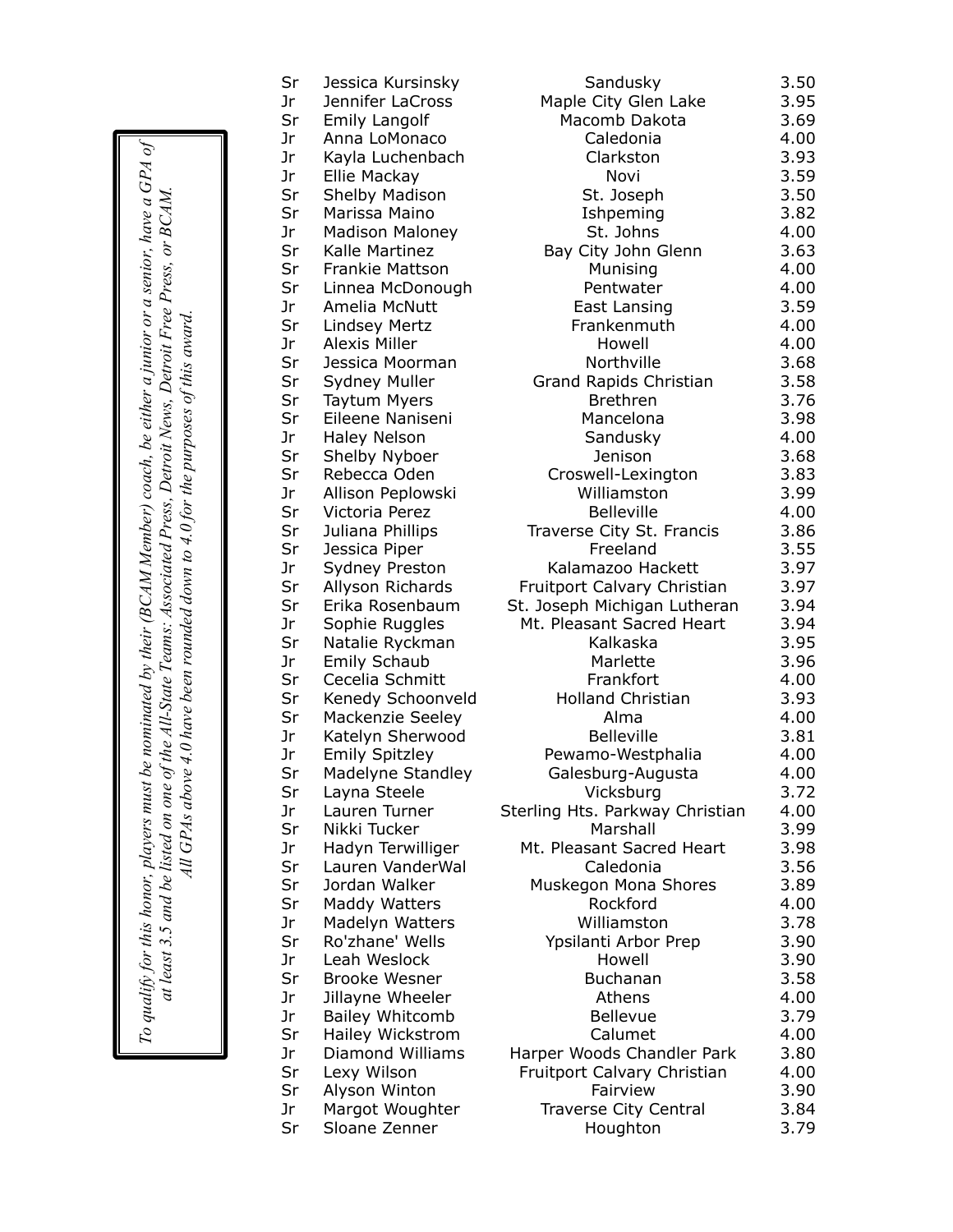*To qualify for this honor, players must be nominated by their (BCAM Member) coach, be either a junior or a senior, have a GPA of at least 3.5 and be listed on one of the All-State Teams: Associated Press, Detroit News, Detroit Free Press, or BCAM. All GPAs above 4.0 have been rounded down to 4.0 for the purposes of this award.*

| | | | |
|---|---|---|---|
| Sr | Jessica Kursinsky | Sandusky | 3.50 |
| Jr | Jennifer LaCross | Maple City Glen Lake | 3.95 |
| Sr | Emily Langolf | Macomb Dakota | 3.69 |
| Jr | Anna LoMonaco | Caledonia | 4.00 |
| Jr | Kayla Luchenbach | Clarkston | 3.93 |
| Jr | Ellie Mackay | Novi | 3.59 |
| Sr | Shelby Madison | St. Joseph | 3.50 |
| Sr | Marissa Maino | Ishpeming | 3.82 |
| Jr | Madison Maloney | St. Johns | 4.00 |
| Sr | Kalle Martinez | Bay City John Glenn | 3.63 |
| Sr | Frankie Mattson | Munising | 4.00 |
| Sr | Linnea McDonough | Pentwater | 4.00 |
| Jr | Amelia McNutt | East Lansing | 3.59 |
| Sr | Lindsey Mertz | Frankenmuth | 4.00 |
| Jr | Alexis Miller | Howell | 4.00 |
| Sr | Jessica Moorman | Northville | 3.68 |
| Sr | Sydney Muller | Grand Rapids Christian | 3.58 |
| Sr | Taytum Myers | Brethren | 3.76 |
| Sr | Eileene Naniseni | Mancelona | 3.98 |
| Jr | Haley Nelson | Sandusky | 4.00 |
| Sr | Shelby Nyboer | Jenison | 3.68 |
| Sr | Rebecca Oden | Croswell-Lexington | 3.83 |
| Jr | Allison Peplowski | Williamston | 3.99 |
| Sr | Victoria Perez | Belleville | 4.00 |
| Sr | Juliana Phillips | Traverse City St. Francis | 3.86 |
| Sr | Jessica Piper | Freeland | 3.55 |
| Jr | Sydney Preston | Kalamazoo Hackett | 3.97 |
| Sr | Allyson Richards | Fruitport Calvary Christian | 3.97 |
| Sr | Erika Rosenbaum | St. Joseph Michigan Lutheran | 3.94 |
| Jr | Sophie Ruggles | Mt. Pleasant Sacred Heart | 3.94 |
| Sr | Natalie Ryckman | Kalkaska | 3.95 |
| Jr | Emily Schaub | Marlette | 3.96 |
| Sr | Cecelia Schmitt | Frankfort | 4.00 |
| Sr | Kenedy Schoonveld | Holland Christian | 3.93 |
| Sr | Mackenzie Seeley | Alma | 4.00 |
| Jr | Katelyn Sherwood | Belleville | 3.81 |
| Jr | Emily Spitzley | Pewamo-Westphalia | 4.00 |
| Sr | Madelyne Standley | Galesburg-Augusta | 4.00 |
| Sr | Layna Steele | Vicksburg | 3.72 |
| Jr | Lauren Turner | Sterling Hts. Parkway Christian | 4.00 |
| Sr | Nikki Tucker | Marshall | 3.99 |
| Jr | Hadyn Terwilliger | Mt. Pleasant Sacred Heart | 3.98 |
| Sr | Lauren VanderWal | Caledonia | 3.56 |
| Sr | Jordan Walker | Muskegon Mona Shores | 3.89 |
| Sr | Maddy Watters | Rockford | 4.00 |
| Jr | Madelyn Watters | Williamston | 3.78 |
| Sr | Ro'zhane' Wells | Ypsilanti Arbor Prep | 3.90 |
| Jr | Leah Weslock | Howell | 3.90 |
| Sr | Brooke Wesner | Buchanan | 3.58 |
| Jr | Jillayne Wheeler | Athens | 4.00 |
| Jr | Bailey Whitcomb | Bellevue | 3.79 |
| Sr | Hailey Wickstrom | Calumet | 4.00 |
| Jr | Diamond Williams | Harper Woods Chandler Park | 3.80 |
| Sr | Lexy Wilson | Fruitport Calvary Christian | 4.00 |
| Sr | Alyson Winton | Fairview | 3.90 |
| Jr | Margot Woughter | Traverse City Central | 3.84 |
| Sr | Sloane Zenner | Houghton | 3.79 |